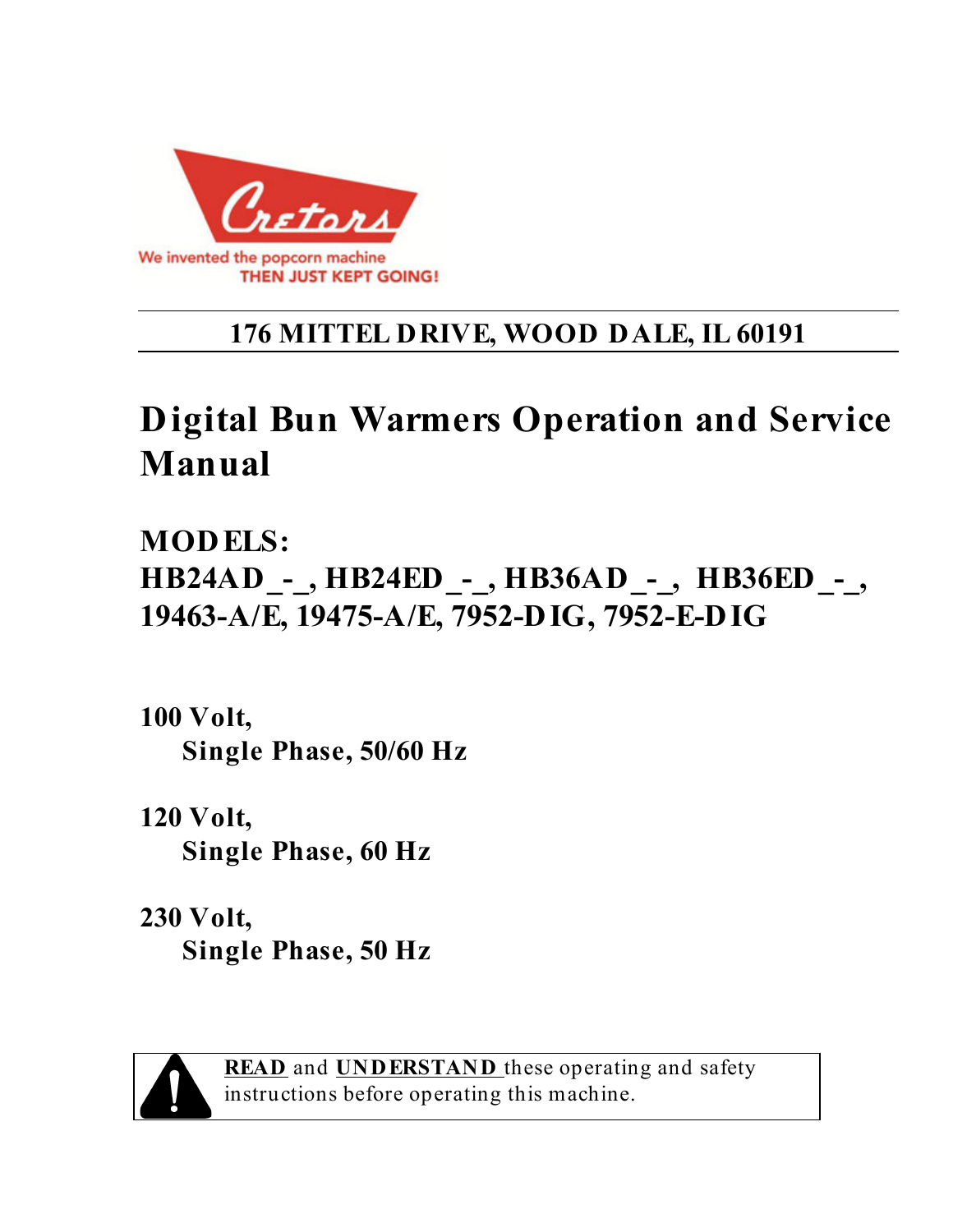Cretors

We invented the popcorn machine
THEN JUST KEPT GOING!

**176 MITTEL DRIVE, WOOD DALE, IL 60191**

# Digital Bun Warmers Operation and Service Manual

## MODELS:
## HB24AD_-_, HB24ED_-_, HB36AD_-_, HB36ED_-_, 19463-A/E, 19475-A/E, 7952-DIG, 7952-E-DIG

**100 Volt,**
**Single Phase, 50/60 Hz**

**120 Volt,**
**Single Phase, 60 Hz**

**230 Volt,**
**Single Phase, 50 Hz**

**READ** and **UNDERSTAND** these operating and safety instructions before operating this machine.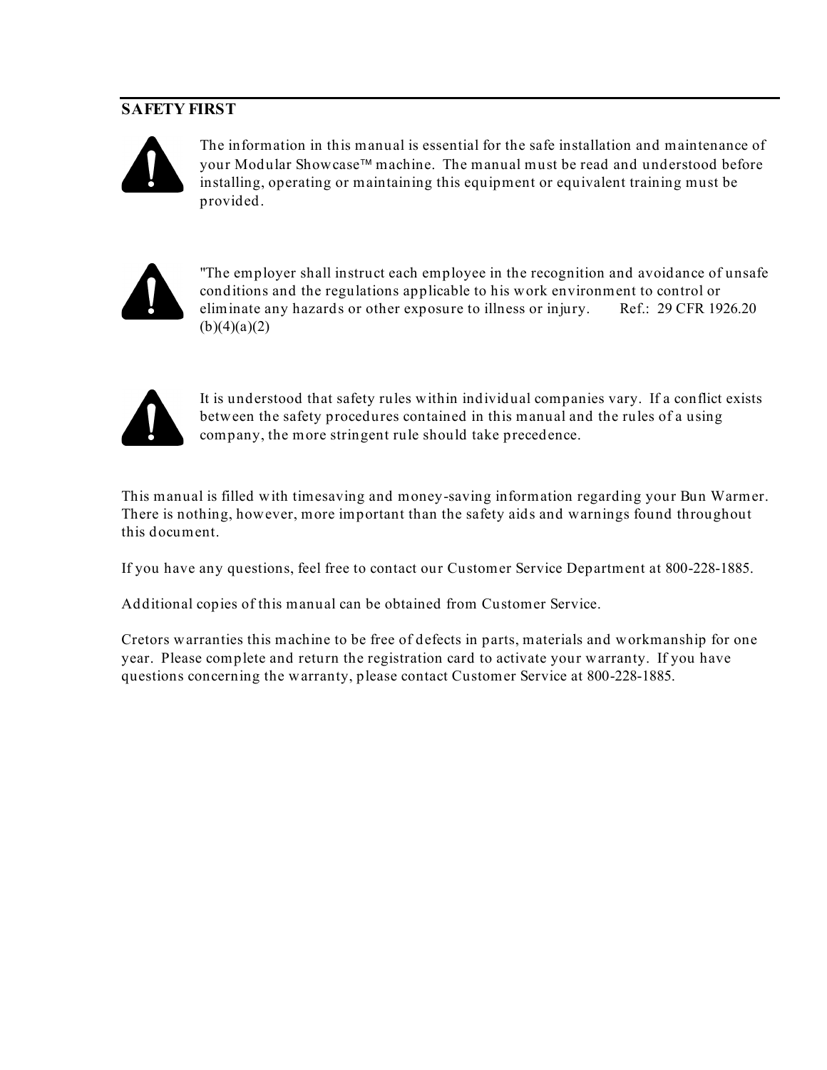## SAFETY FIRST

The information in this manual is essential for the safe installation and maintenance of your Modular Showcase™ machine. The manual must be read and understood before installing, operating or maintaining this equipment or equivalent training must be provided.

"The employer shall instruct each employee in the recognition and avoidance of unsafe conditions and the regulations applicable to his work environment to control or eliminate any hazards or other exposure to illness or injury. Ref.: 29 CFR 1926.20 (b)(4)(a)(2)

It is understood that safety rules within individual companies vary. If a conflict exists between the safety procedures contained in this manual and the rules of a using company, the more stringent rule should take precedence.

This manual is filled with timesaving and money-saving information regarding your Bun Warmer. There is nothing, however, more important than the safety aids and warnings found throughout this document.

If you have any questions, feel free to contact our Customer Service Department at 800-228-1885.

Additional copies of this manual can be obtained from Customer Service.

Cretors warranties this machine to be free of defects in parts, materials and workmanship for one year. Please complete and return the registration card to activate your warranty. If you have questions concerning the warranty, please contact Customer Service at 800-228-1885.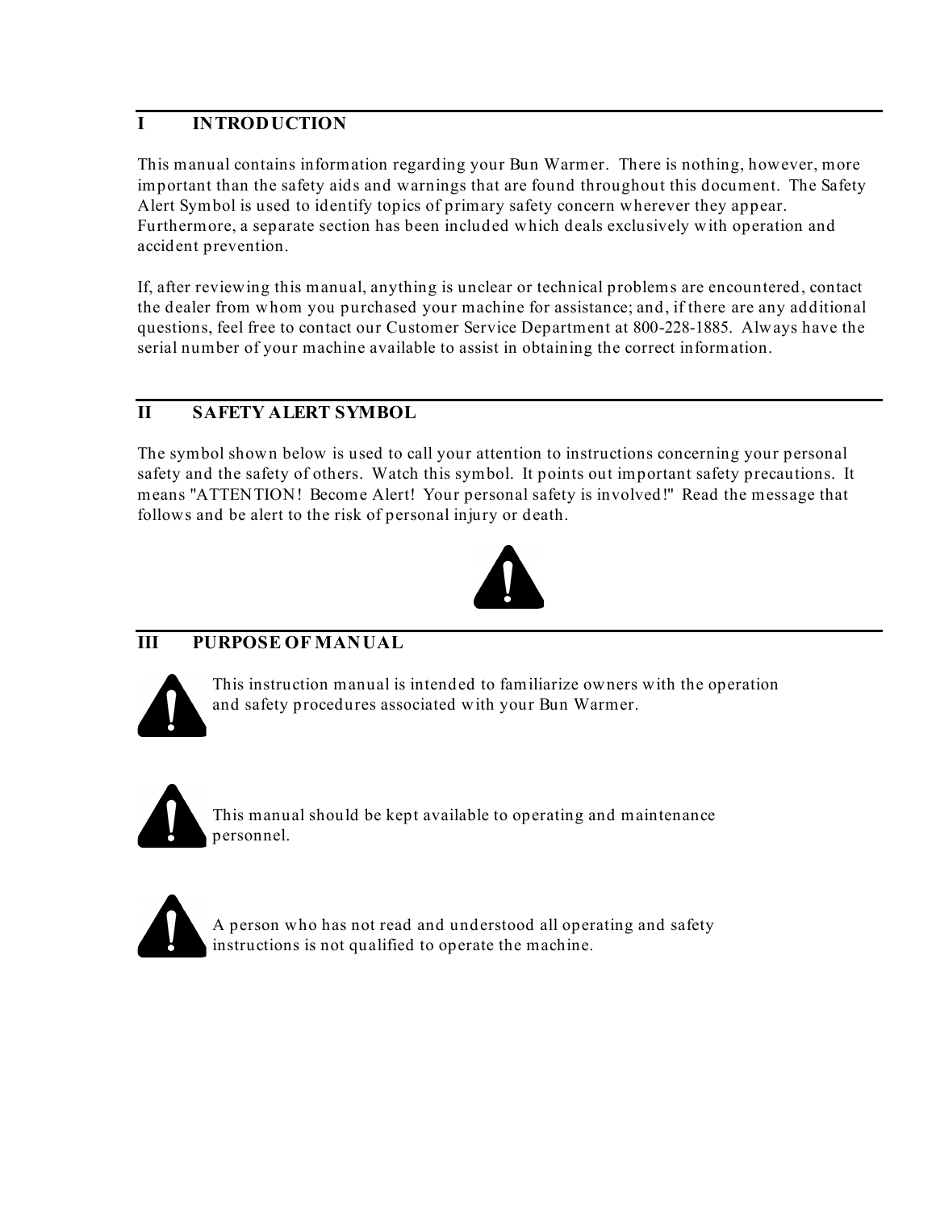## I INTRODUCTION

This manual contains information regarding your Bun Warmer. There is nothing, however, more important than the safety aids and warnings that are found throughout this document. The Safety Alert Symbol is used to identify topics of primary safety concern wherever they appear. Furthermore, a separate section has been included which deals exclusively with operation and accident prevention.

If, after reviewing this manual, anything is unclear or technical problems are encountered, contact the dealer from whom you purchased your machine for assistance; and, if there are any additional questions, feel free to contact our Customer Service Department at 800-228-1885. Always have the serial number of your machine available to assist in obtaining the correct information.

## II SAFETY ALERT SYMBOL

The symbol shown below is used to call your attention to instructions concerning your personal safety and the safety of others. Watch this symbol. It points out important safety precautions. It means "ATTENTION! Become Alert! Your personal safety is involved!" Read the message that follows and be alert to the risk of personal injury or death.

## III PURPOSE OF MANUAL

This instruction manual is intended to familiarize owners with the operation and safety procedures associated with your Bun Warmer.

This manual should be kept available to operating and maintenance personnel.

A person who has not read and understood all operating and safety instructions is not qualified to operate the machine.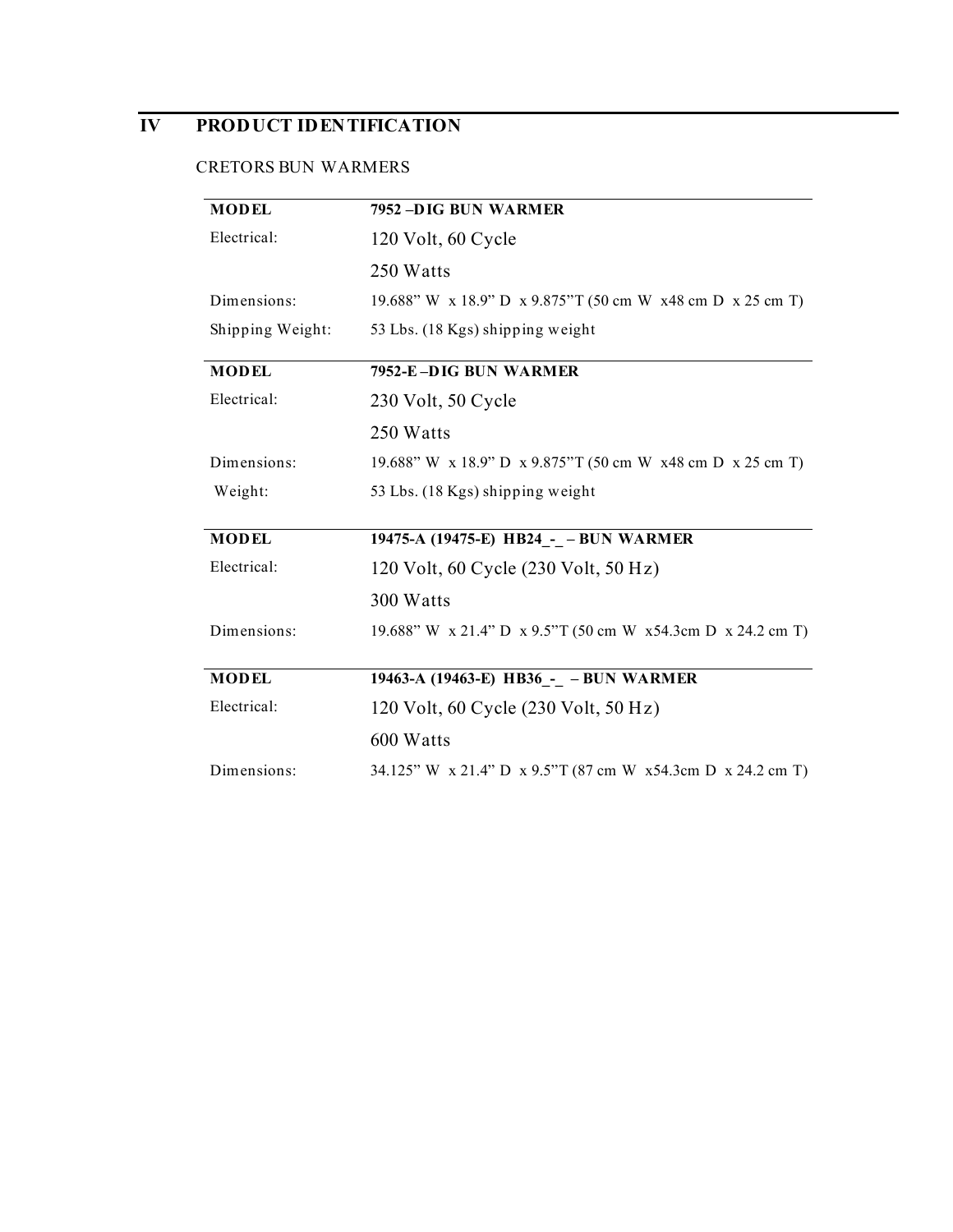# IV PRODUCT IDENTIFICATION

CRETORS BUN WARMERS

| **MODEL** | **7952 –DIG BUN WARMER** |
|---|---|
| Electrical: | 120 Volt, 60 Cycle |
| | 250 Watts |
| Dimensions: | 19.688" W x 18.9" D x 9.875"T (50 cm W x48 cm D x 25 cm T) |
| Shipping Weight: | 53 Lbs. (18 Kgs) shipping weight |

| **MODEL** | **7952-E –DIG BUN WARMER** |
|---|---|
| Electrical: | 230 Volt, 50 Cycle |
| | 250 Watts |
| Dimensions: | 19.688" W x 18.9" D x 9.875"T (50 cm W x48 cm D x 25 cm T) |
| Weight: | 53 Lbs. (18 Kgs) shipping weight |

| **MODEL** | **19475-A (19475-E) HB24_-_ – BUN WARMER** |
|---|---|
| Electrical: | 120 Volt, 60 Cycle (230 Volt, 50 Hz) |
| | 300 Watts |
| Dimensions: | 19.688" W x 21.4" D x 9.5"T (50 cm W x54.3cm D x 24.2 cm T) |

| **MODEL** | **19463-A (19463-E) HB36_-_ – BUN WARMER** |
|---|---|
| Electrical: | 120 Volt, 60 Cycle (230 Volt, 50 Hz) |
| | 600 Watts |
| Dimensions: | 34.125" W x 21.4" D x 9.5"T (87 cm W x54.3cm D x 24.2 cm T) |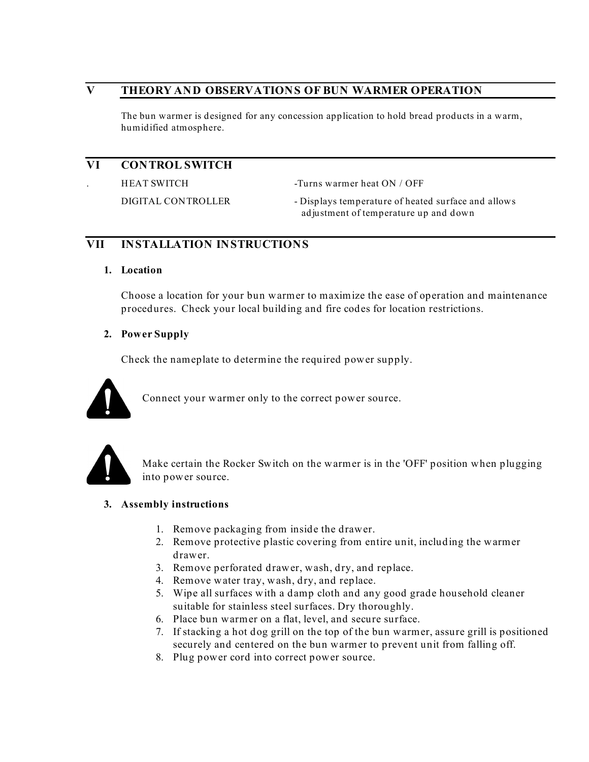## V THEORY AND OBSERVATIONS OF BUN WARMER OPERATION

The bun warmer is designed for any concession application to hold bread products in a warm, humidified atmosphere.

## VI CONTROL SWITCH

| | |
|---|---|
| HEAT SWITCH | -Turns warmer heat ON / OFF |
| DIGITAL CONTROLLER | - Displays temperature of heated surface and allows adjustment of temperature up and down |

## VII INSTALLATION INSTRUCTIONS

### 1. Location

Choose a location for your bun warmer to maximize the ease of operation and maintenance procedures. Check your local building and fire codes for location restrictions.

### 2. Power Supply

Check the nameplate to determine the required power supply.

Connect your warmer only to the correct power source.

Make certain the Rocker Switch on the warmer is in the 'OFF' position when plugging into power source.

### 3. Assembly instructions

1. Remove packaging from inside the drawer.
2. Remove protective plastic covering from entire unit, including the warmer drawer.
3. Remove perforated drawer, wash, dry, and replace.
4. Remove water tray, wash, dry, and replace.
5. Wipe all surfaces with a damp cloth and any good grade household cleaner suitable for stainless steel surfaces. Dry thoroughly.
6. Place bun warmer on a flat, level, and secure surface.
7. If stacking a hot dog grill on the top of the bun warmer, assure grill is positioned securely and centered on the bun warmer to prevent unit from falling off.
8. Plug power cord into correct power source.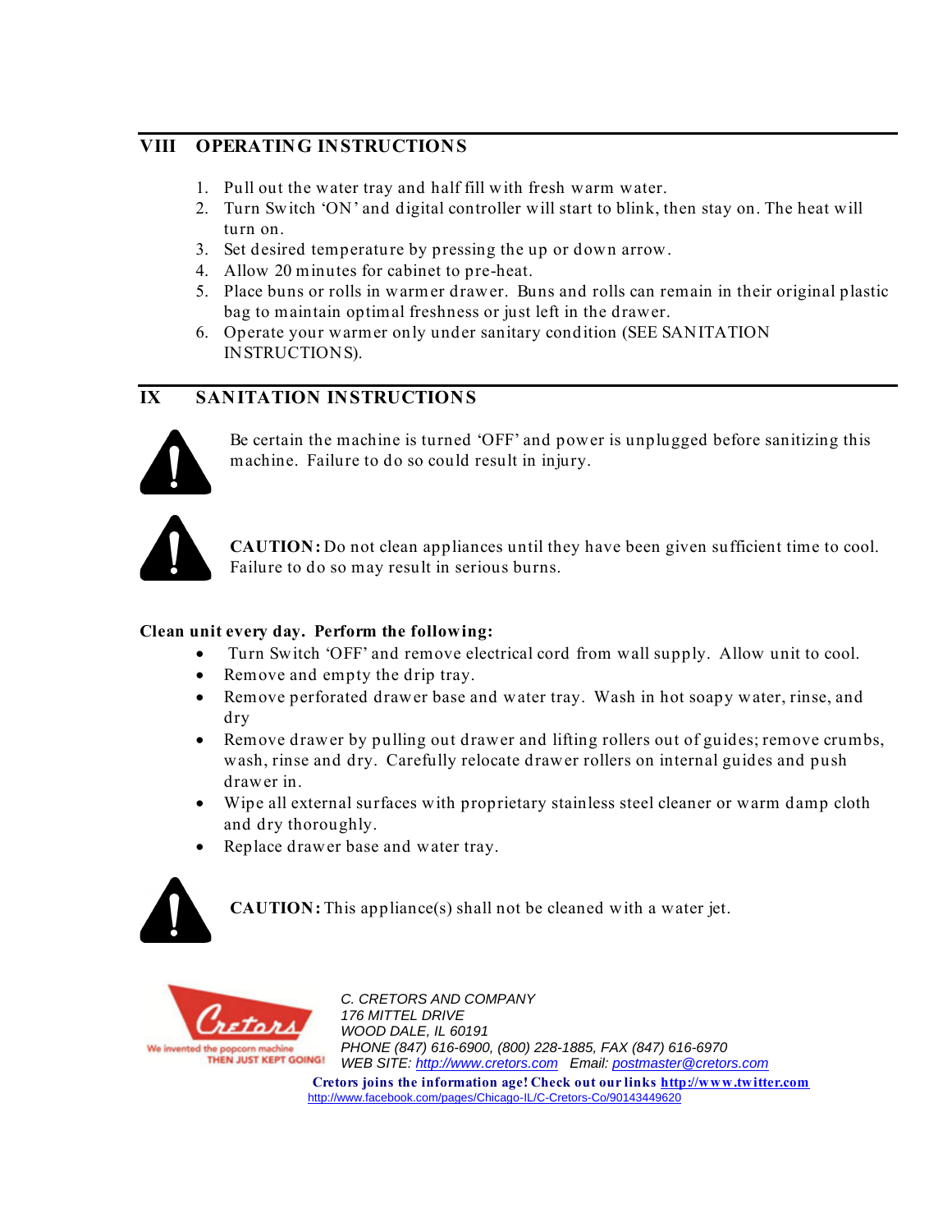## VIII OPERATING INSTRUCTIONS

1. Pull out the water tray and half fill with fresh warm water.
2. Turn Switch 'ON' and digital controller will start to blink, then stay on. The heat will turn on.
3. Set desired temperature by pressing the up or down arrow.
4. Allow 20 minutes for cabinet to pre-heat.
5. Place buns or rolls in warmer drawer. Buns and rolls can remain in their original plastic bag to maintain optimal freshness or just left in the drawer.
6. Operate your warmer only under sanitary condition (SEE SANITATION INSTRUCTIONS).

## IX SANITATION INSTRUCTIONS

Be certain the machine is turned 'OFF' and power is unplugged before sanitizing this machine. Failure to do so could result in injury.

**CAUTION:** Do not clean appliances until they have been given sufficient time to cool. Failure to do so may result in serious burns.

**Clean unit every day. Perform the following:**

- Turn Switch 'OFF' and remove electrical cord from wall supply. Allow unit to cool.
- Remove and empty the drip tray.
- Remove perforated drawer base and water tray. Wash in hot soapy water, rinse, and dry
- Remove drawer by pulling out drawer and lifting rollers out of guides; remove crumbs, wash, rinse and dry. Carefully relocate drawer rollers on internal guides and push drawer in.
- Wipe all external surfaces with proprietary stainless steel cleaner or warm damp cloth and dry thoroughly.
- Replace drawer base and water tray.

**CAUTION:** This appliance(s) shall not be cleaned with a water jet.

Cretors — We invented the popcorn machine THEN JUST KEPT GOING!

*C. CRETORS AND COMPANY*
*176 MITTEL DRIVE*
*WOOD DALE, IL 60191*
*PHONE (847) 616-6900, (800) 228-1885, FAX (847) 616-6970*
*WEB SITE: http://www.cretors.com Email: postmaster@cretors.com*

**Cretors joins the information age! Check out our links http://www.twitter.com**
http://www.facebook.com/pages/Chicago-IL/C-Cretors-Co/90143449620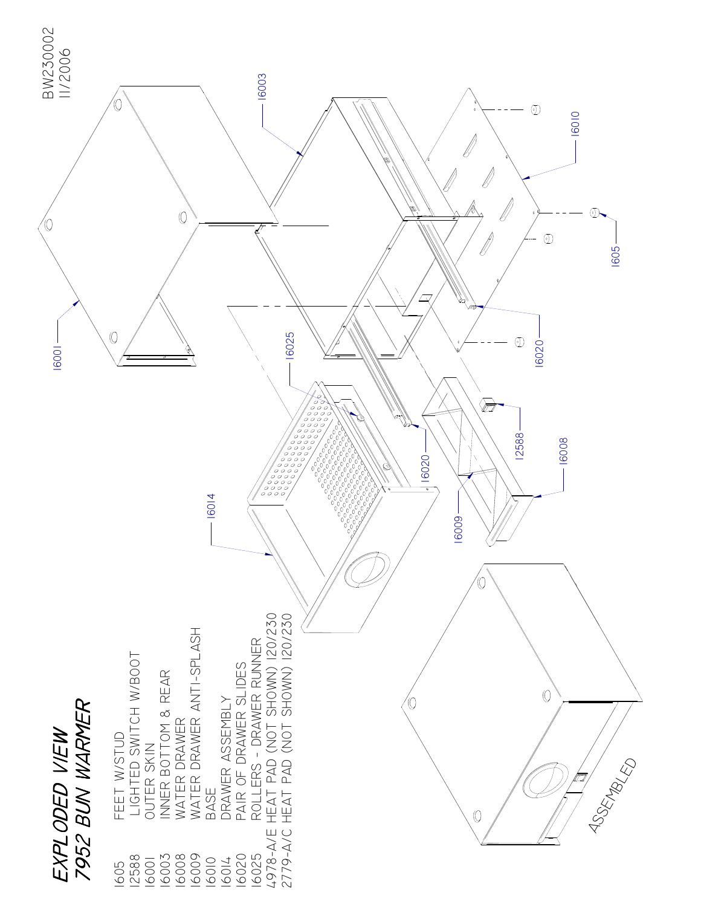# EXPLODED VIEW
## 7952 BUN WARMER

| Part No. | Description |
|---|---|
| 1605 | FEET W/STUD |
| 12588 | LIGHTED SWITCH W/BOOT |
| 16001 | OUTER SKIN |
| 16003 | INNER BOTTOM & REAR |
| 16008 | WATER DRAWER |
| 16009 | WATER DRAWER ANTI-SPLASH |
| 16010 | BASE |
| 16014 | DRAWER ASSEMBLY |
| 16020 | PAIR OF DRAWER SLIDES |
| 16025 | ROLLERS - DRAWER RUNNER |
| 4978-A/E | HEAT PAD (NOT SHOWN) 120/230 |
| 2779-A/C | HEAT PAD (NOT SHOWN) 120/230 |

BW230002
11/2006

16001

16003

16010

1605

16020

16025

16020

12588

16008

16009

16014

ASSEMBLED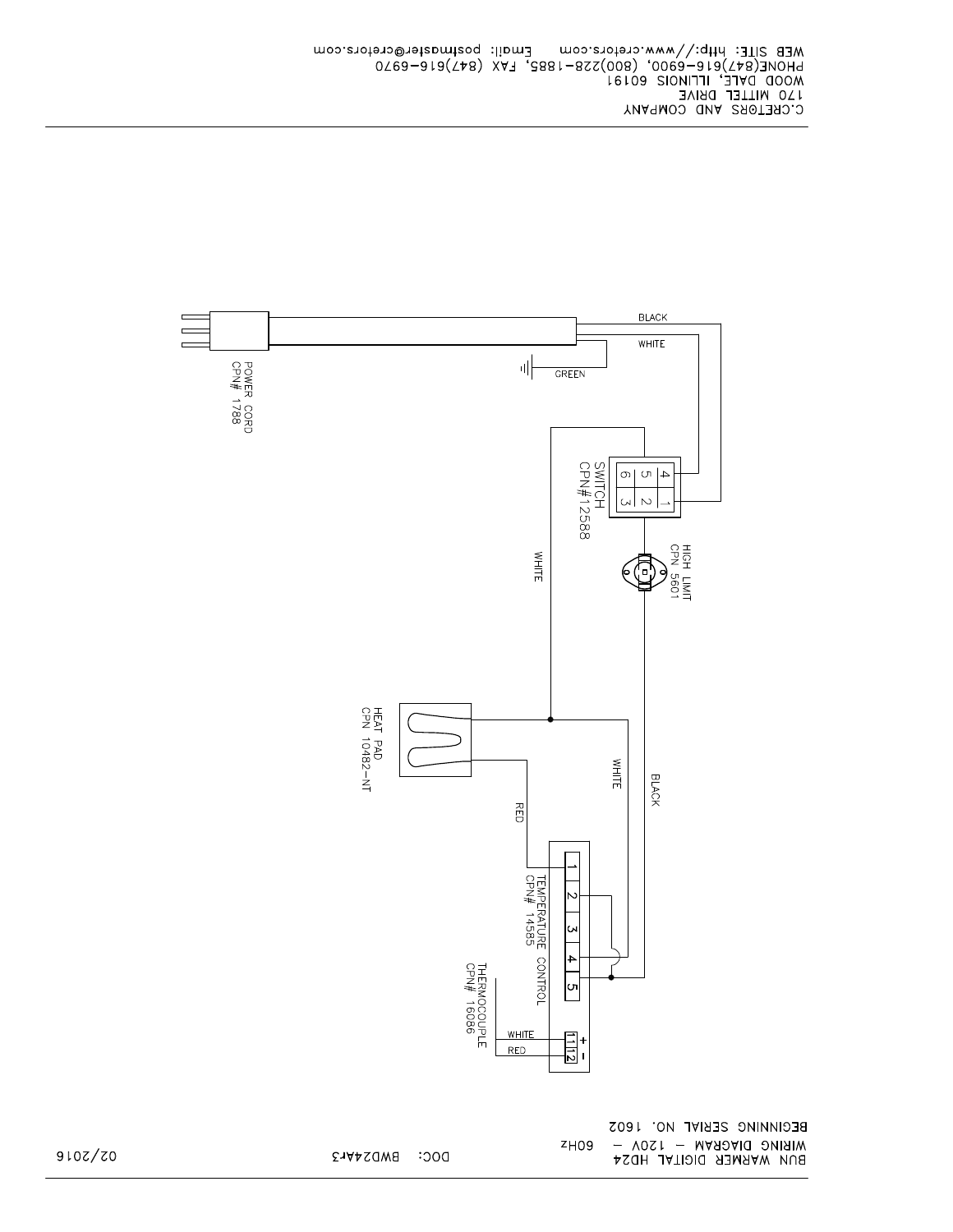C.CRETORS AND COMPANY
170 MITTEL DRIVE
WOOD DALE, ILLINOIS 60191
PHONE(847)616-6900, (800)228-1885, FAX (847)616-6970
WEB SITE: http://www.cretors.com Email: postmaster@cretors.com

POWER CORD
CPN# 1788

BLACK
WHITE
GREEN

SWITCH
CPN#12588

4 1
5 2
6 3

HIGH LIMIT
CPN 5601

WHITE

HEAT PAD
CPN 10482-NT

WHITE
BLACK
RED

TEMPERATURE CONTROL
CPN# 14585

1
2
3
4
5

THERMOCOUPLE
CPN# 16086

WHITE
RED

11 +
12 -

BUN WARMER DIGITAL HD24
WIRING DIAGRAM – 120V – 60Hz
BEGINNING SERIAL NO. 1602

DOC: BWD24Ar3

02/2016